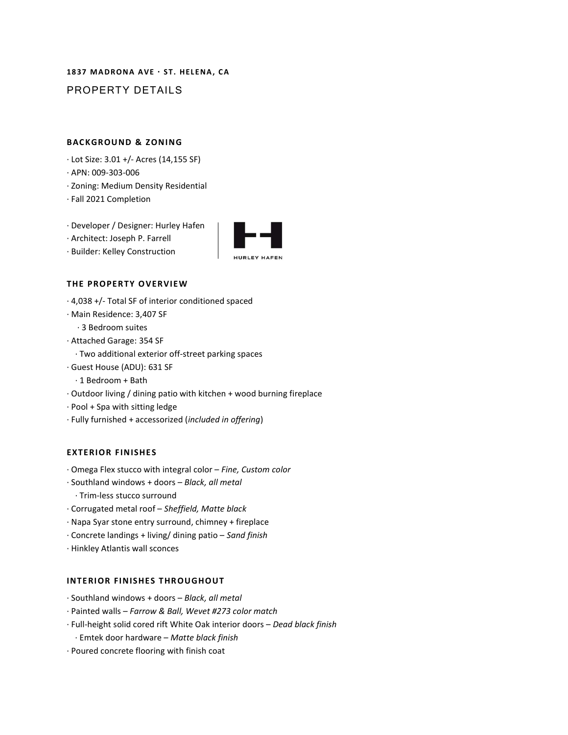**1837 MADRONA AVE · ST. HELENA, CA**

# PROPERTY DETAILS

## BACKGROUND & ZONING

- · Lot Size: 3.01 +/- Acres (14,155 SF)
- · APN: 009-303-006
- · Zoning: Medium Density Residential
- · Fall 2021 Completion

- · Developer / Designer: Hurley Hafen
- · Architect: Joseph P. Farrell
- · Builder: Kelley Construction

HURLEY HAFEN

## THE PROPERTY OVERVIEW

- · 4,038 +/- Total SF of interior conditioned spaced
- · Main Residence: 3,407 SF
  - · 3 Bedroom suites
- · Attached Garage: 354 SF
  - · Two additional exterior off-street parking spaces
- · Guest House (ADU): 631 SF
  - · 1 Bedroom + Bath
- · Outdoor living / dining patio with kitchen + wood burning fireplace
- · Pool + Spa with sitting ledge
- · Fully furnished + accessorized (*included in offering*)

## EXTERIOR FINISHES

- · Omega Flex stucco with integral color – *Fine, Custom color*
- · Southland windows + doors – *Black, all metal*
  - · Trim-less stucco surround
- · Corrugated metal roof – *Sheffield, Matte black*
- · Napa Syar stone entry surround, chimney + fireplace
- · Concrete landings + living/ dining patio – *Sand finish*
- · Hinkley Atlantis wall sconces

## INTERIOR FINISHES THROUGHOUT

- · Southland windows + doors – *Black, all metal*
- · Painted walls – *Farrow & Ball, Wevet #273 color match*
- · Full-height solid cored rift White Oak interior doors – *Dead black finish*
  - · Emtek door hardware – *Matte black finish*
- · Poured concrete flooring with finish coat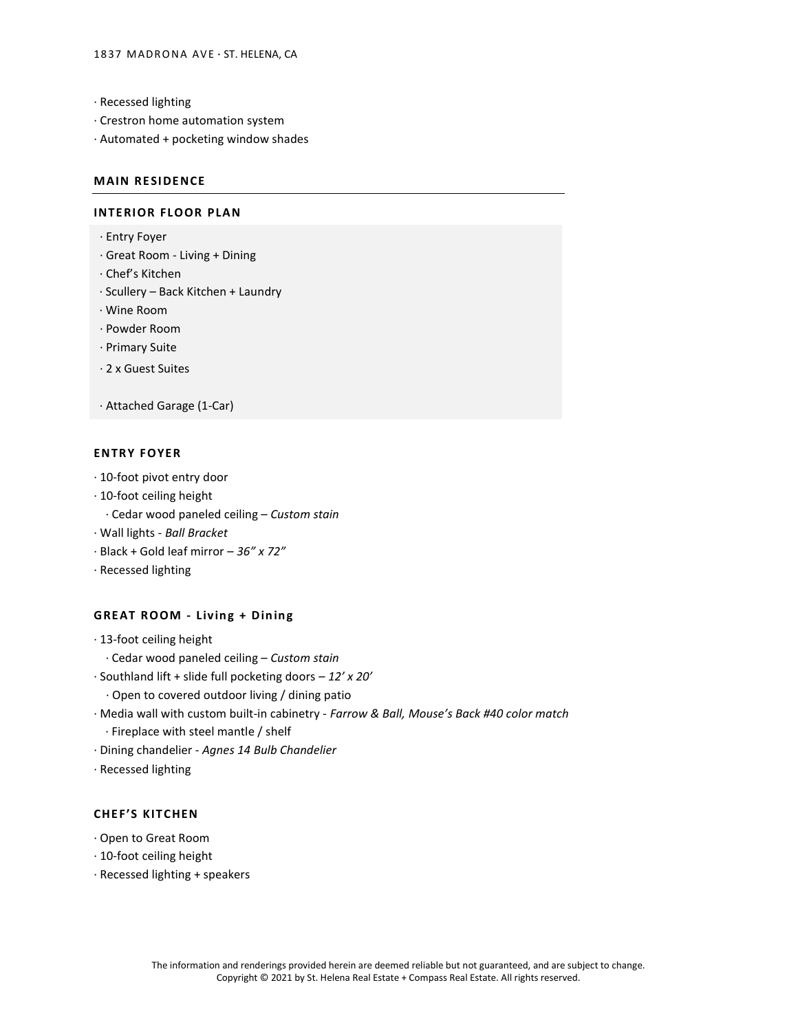· Recessed lighting
· Crestron home automation system
· Automated + pocketing window shades

## MAIN RESIDENCE

### INTERIOR FLOOR PLAN

· Entry Foyer
· Great Room - Living + Dining
· Chef's Kitchen
· Scullery – Back Kitchen + Laundry
· Wine Room
· Powder Room
· Primary Suite
· 2 x Guest Suites

· Attached Garage (1-Car)

### ENTRY FOYER

· 10-foot pivot entry door
· 10-foot ceiling height
  · Cedar wood paneled ceiling – *Custom stain*
· Wall lights - *Ball Bracket*
· Black + Gold leaf mirror – *36" x 72"*
· Recessed lighting

### GREAT ROOM - Living + Dining

· 13-foot ceiling height
  · Cedar wood paneled ceiling – *Custom stain*
· Southland lift + slide full pocketing doors – *12' x 20'*
  · Open to covered outdoor living / dining patio
· Media wall with custom built-in cabinetry - *Farrow & Ball, Mouse's Back #40 color match*
  · Fireplace with steel mantle / shelf
· Dining chandelier - *Agnes 14 Bulb Chandelier*
· Recessed lighting

### CHEF'S KITCHEN

· Open to Great Room
· 10-foot ceiling height
· Recessed lighting + speakers

The information and renderings provided herein are deemed reliable but not guaranteed, and are subject to change.
Copyright © 2021 by St. Helena Real Estate + Compass Real Estate. All rights reserved.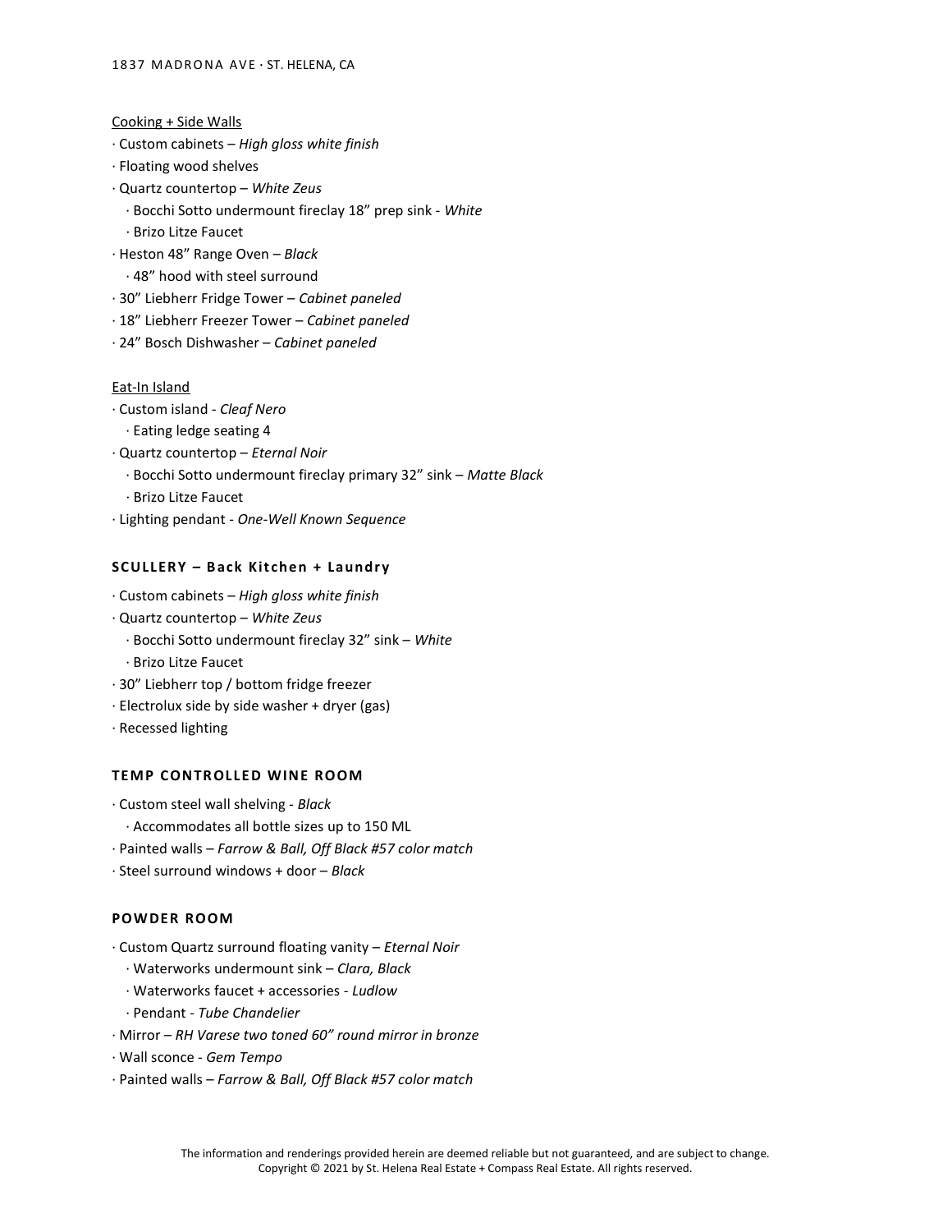Cooking + Side Walls

- Custom cabinets – *High gloss white finish*
- Floating wood shelves
- Quartz countertop – *White Zeus*
  - Bocchi Sotto undermount fireclay 18" prep sink - *White*
  - Brizo Litze Faucet
- Heston 48" Range Oven – *Black*
  - 48" hood with steel surround
- 30" Liebherr Fridge Tower – *Cabinet paneled*
- 18" Liebherr Freezer Tower – *Cabinet paneled*
- 24" Bosch Dishwasher – *Cabinet paneled*

Eat-In Island

- Custom island - *Cleaf Nero*
  - Eating ledge seating 4
- Quartz countertop – *Eternal Noir*
  - Bocchi Sotto undermount fireclay primary 32" sink – *Matte Black*
  - Brizo Litze Faucet
- Lighting pendant - *One-Well Known Sequence*

## SCULLERY – Back Kitchen + Laundry

- Custom cabinets – *High gloss white finish*
- Quartz countertop – *White Zeus*
  - Bocchi Sotto undermount fireclay 32" sink – *White*
  - Brizo Litze Faucet
- 30" Liebherr top / bottom fridge freezer
- Electrolux side by side washer + dryer (gas)
- Recessed lighting

## TEMP CONTROLLED WINE ROOM

- Custom steel wall shelving - *Black*
  - Accommodates all bottle sizes up to 150 ML
- Painted walls – *Farrow & Ball, Off Black #57 color match*
- Steel surround windows + door – *Black*

## POWDER ROOM

- Custom Quartz surround floating vanity – *Eternal Noir*
  - Waterworks undermount sink – *Clara, Black*
  - Waterworks faucet + accessories - *Ludlow*
  - Pendant - *Tube Chandelier*
- Mirror – *RH Varese two toned 60" round mirror in bronze*
- Wall sconce - *Gem Tempo*
- Painted walls – *Farrow & Ball, Off Black #57 color match*

The information and renderings provided herein are deemed reliable but not guaranteed, and are subject to change.
Copyright © 2021 by St. Helena Real Estate + Compass Real Estate. All rights reserved.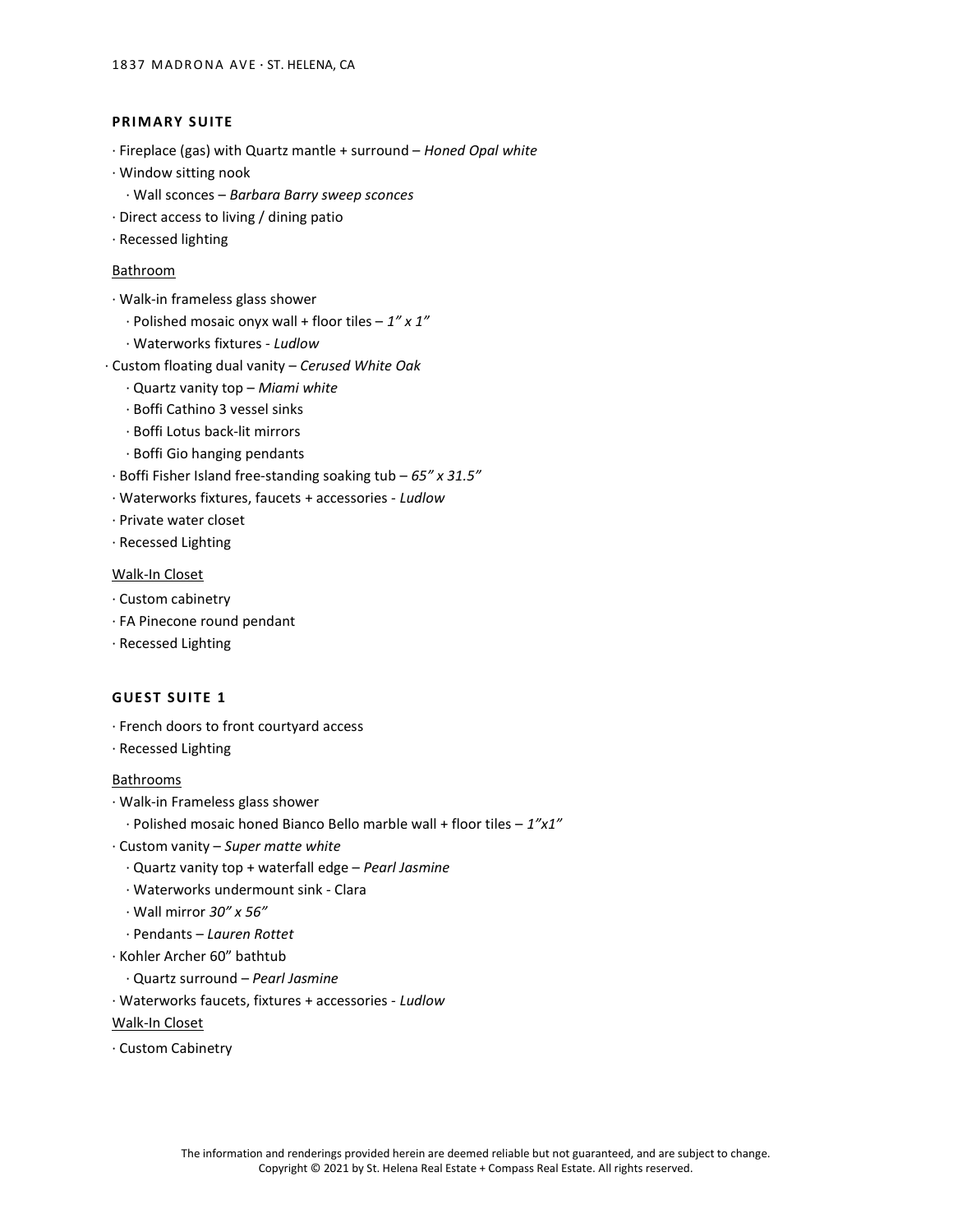## PRIMARY SUITE

- Fireplace (gas) with Quartz mantle + surround – *Honed Opal white*
- Window sitting nook
  - Wall sconces – *Barbara Barry sweep sconces*
- Direct access to living / dining patio
- Recessed lighting

### Bathroom

- Walk-in frameless glass shower
  - Polished mosaic onyx wall + floor tiles – *1" x 1"*
  - Waterworks fixtures - *Ludlow*
- Custom floating dual vanity – *Cerused White Oak*
  - Quartz vanity top – *Miami white*
  - Boffi Cathino 3 vessel sinks
  - Boffi Lotus back-lit mirrors
  - Boffi Gio hanging pendants
- Boffi Fisher Island free-standing soaking tub – *65" x 31.5"*
- Waterworks fixtures, faucets + accessories - *Ludlow*
- Private water closet
- Recessed Lighting

### Walk-In Closet

- Custom cabinetry
- FA Pinecone round pendant
- Recessed Lighting

## GUEST SUITE 1

- French doors to front courtyard access
- Recessed Lighting

### Bathrooms

- Walk-in Frameless glass shower
  - Polished mosaic honed Bianco Bello marble wall + floor tiles – *1"x1"*
- Custom vanity – *Super matte white*
  - Quartz vanity top + waterfall edge – *Pearl Jasmine*
  - Waterworks undermount sink - Clara
  - Wall mirror *30" x 56"*
  - Pendants – *Lauren Rottet*
- Kohler Archer 60" bathtub
  - Quartz surround – *Pearl Jasmine*
- Waterworks faucets, fixtures + accessories - *Ludlow*

### Walk-In Closet

- Custom Cabinetry

The information and renderings provided herein are deemed reliable but not guaranteed, and are subject to change.
Copyright © 2021 by St. Helena Real Estate + Compass Real Estate. All rights reserved.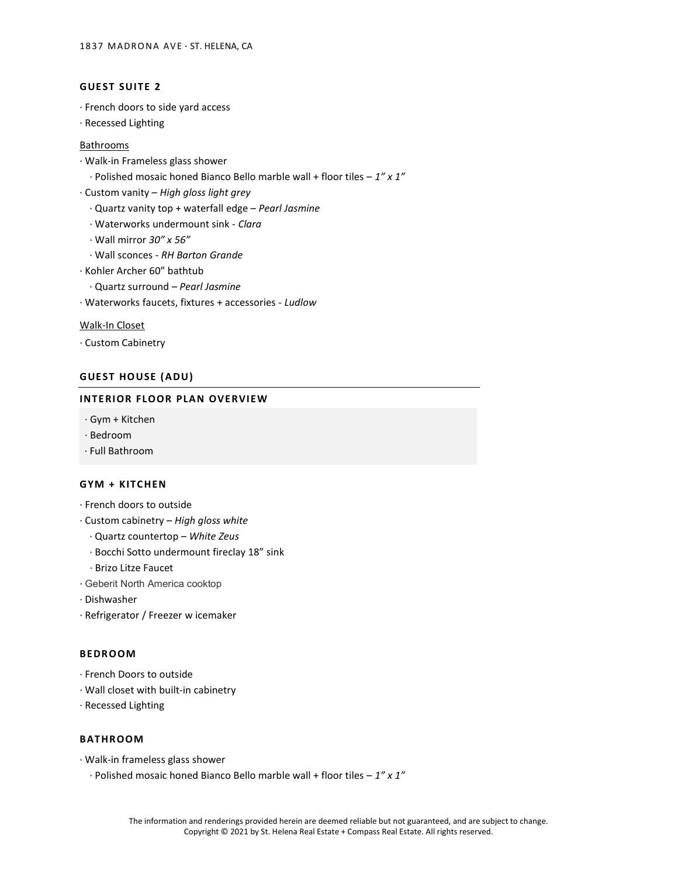## GUEST SUITE 2

· French doors to side yard access
· Recessed Lighting

Bathrooms

· Walk-in Frameless glass shower
  · Polished mosaic honed Bianco Bello marble wall + floor tiles – *1" x 1"*
· Custom vanity – *High gloss light grey*
  · Quartz vanity top + waterfall edge – *Pearl Jasmine*
  · Waterworks undermount sink - *Clara*
  · Wall mirror *30" x 56"*
  · Wall sconces - *RH Barton Grande*
· Kohler Archer 60" bathtub
  · Quartz surround – *Pearl Jasmine*
· Waterworks faucets, fixtures + accessories - *Ludlow*

Walk-In Closet

· Custom Cabinetry

## GUEST HOUSE (ADU)

## INTERIOR FLOOR PLAN OVERVIEW

· Gym + Kitchen
· Bedroom
· Full Bathroom

## GYM + KITCHEN

· French doors to outside
· Custom cabinetry – *High gloss white*
  · Quartz countertop – *White Zeus*
  · Bocchi Sotto undermount fireclay 18" sink
  · Brizo Litze Faucet
· Geberit North America cooktop
· Dishwasher
· Refrigerator / Freezer w icemaker

## BEDROOM

· French Doors to outside
· Wall closet with built-in cabinetry
· Recessed Lighting

## BATHROOM

· Walk-in frameless glass shower
  · Polished mosaic honed Bianco Bello marble wall + floor tiles – *1" x 1"*

The information and renderings provided herein are deemed reliable but not guaranteed, and are subject to change.
Copyright © 2021 by St. Helena Real Estate + Compass Real Estate. All rights reserved.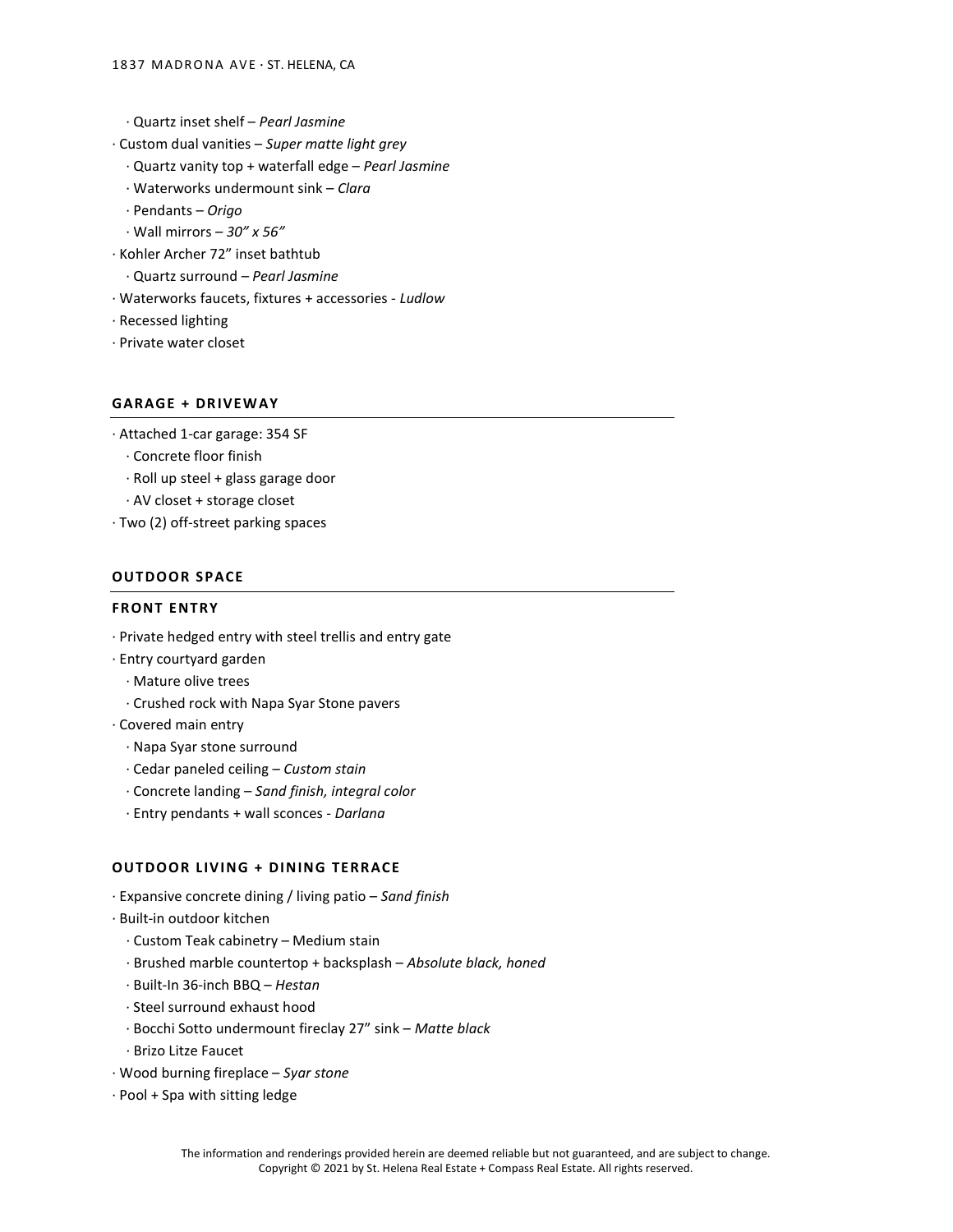- · Quartz inset shelf – *Pearl Jasmine*

· Custom dual vanities – *Super matte light grey*
- · Quartz vanity top + waterfall edge – *Pearl Jasmine*
- · Waterworks undermount sink – *Clara*
- · Pendants – *Origo*
- · Wall mirrors – *30" x 56"*

· Kohler Archer 72" inset bathtub
- · Quartz surround – *Pearl Jasmine*

· Waterworks faucets, fixtures + accessories - *Ludlow*
· Recessed lighting
· Private water closet

## GARAGE + DRIVEWAY

· Attached 1-car garage: 354 SF
- · Concrete floor finish
- · Roll up steel + glass garage door
- · AV closet + storage closet

· Two (2) off-street parking spaces

## OUTDOOR SPACE

### FRONT ENTRY

· Private hedged entry with steel trellis and entry gate
· Entry courtyard garden
- · Mature olive trees
- · Crushed rock with Napa Syar Stone pavers

· Covered main entry
- · Napa Syar stone surround
- · Cedar paneled ceiling – *Custom stain*
- · Concrete landing – *Sand finish, integral color*
- · Entry pendants + wall sconces - *Darlana*

### OUTDOOR LIVING + DINING TERRACE

· Expansive concrete dining / living patio – *Sand finish*
· Built-in outdoor kitchen
- · Custom Teak cabinetry – Medium stain
- · Brushed marble countertop + backsplash – *Absolute black, honed*
- · Built-In 36-inch BBQ – *Hestan*
- · Steel surround exhaust hood
- · Bocchi Sotto undermount fireclay 27" sink – *Matte black*
- · Brizo Litze Faucet

· Wood burning fireplace – *Syar stone*
· Pool + Spa with sitting ledge

The information and renderings provided herein are deemed reliable but not guaranteed, and are subject to change.
Copyright © 2021 by St. Helena Real Estate + Compass Real Estate. All rights reserved.